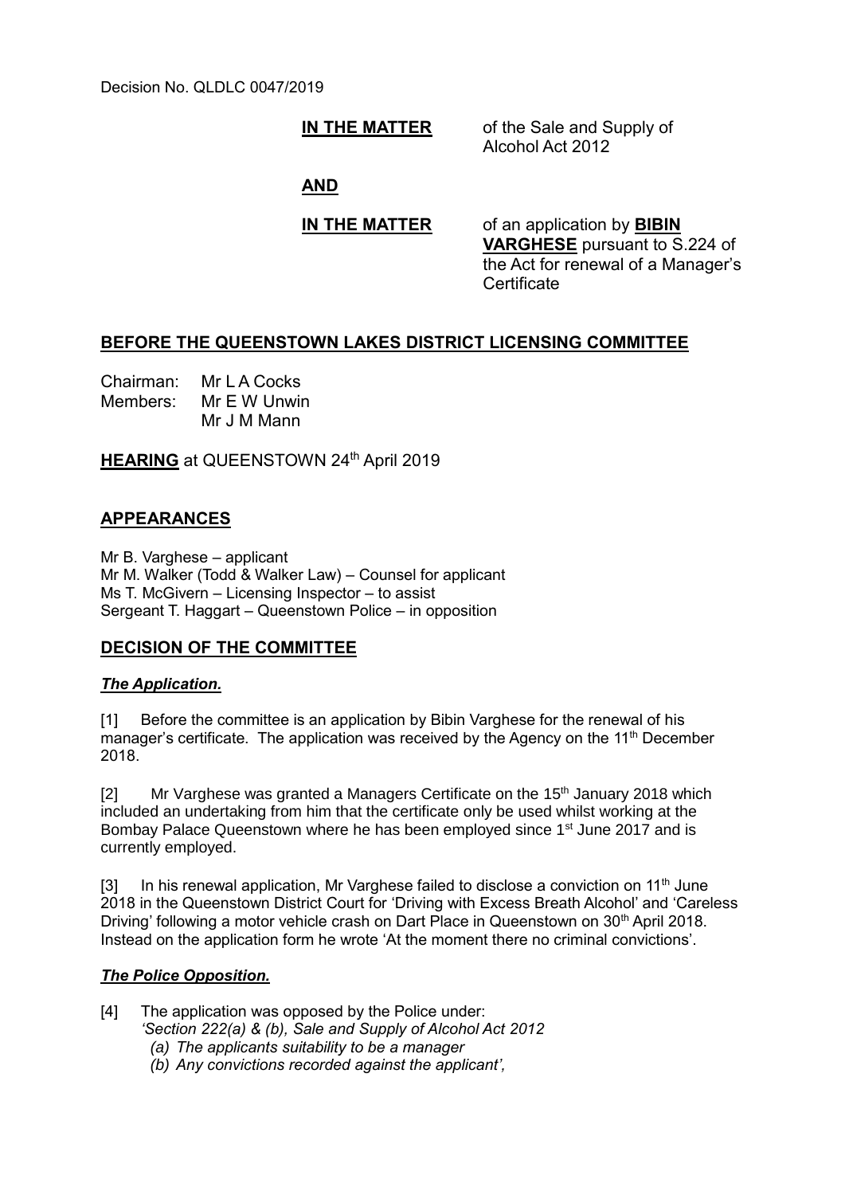Decision No. QLDLC 0047/2019

**IN THE MATTER** of the Sale and Supply of Alcohol Act 2012

**AND**

**IN THE MATTER** of an application by **BIBIN VARGHESE** pursuant to S.224 of the Act for renewal of a Manager's Certificate

## BEFORE THE QUEENSTOWN LAKES DISTRICT LICENSING COMMITTEE

Chairman: Mr L A Cocks
Members: Mr E W Unwin
Mr J M Mann

**HEARING** at QUEENSTOWN 24th April 2019

## APPEARANCES

Mr B. Varghese – applicant
Mr M. Walker (Todd & Walker Law) – Counsel for applicant
Ms T. McGivern – Licensing Inspector – to assist
Sergeant T. Haggart – Queenstown Police – in opposition

## DECISION OF THE COMMITTEE

### *The Application.*

[1] Before the committee is an application by Bibin Varghese for the renewal of his manager's certificate. The application was received by the Agency on the 11th December 2018.

[2] Mr Varghese was granted a Managers Certificate on the 15th January 2018 which included an undertaking from him that the certificate only be used whilst working at the Bombay Palace Queenstown where he has been employed since 1st June 2017 and is currently employed.

[3] In his renewal application, Mr Varghese failed to disclose a conviction on 11th June 2018 in the Queenstown District Court for 'Driving with Excess Breath Alcohol' and 'Careless Driving' following a motor vehicle crash on Dart Place in Queenstown on 30th April 2018. Instead on the application form he wrote 'At the moment there no criminal convictions'.

### *The Police Opposition.*

[4] The application was opposed by the Police under:
*'Section 222(a) & (b), Sale and Supply of Alcohol Act 2012*
*(a) The applicants suitability to be a manager*
*(b) Any convictions recorded against the applicant',*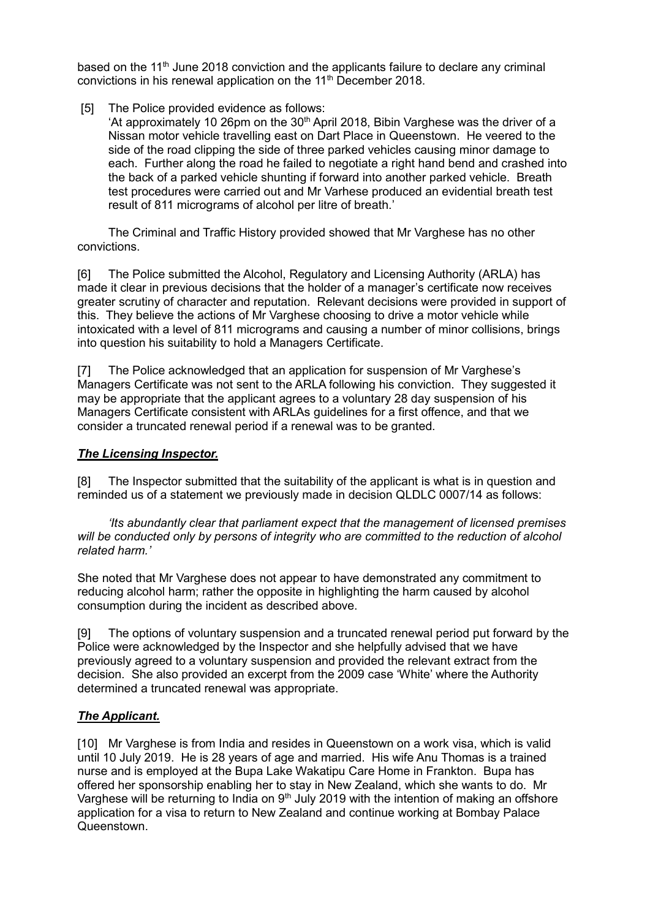based on the 11th June 2018 conviction and the applicants failure to declare any criminal convictions in his renewal application on the 11th December 2018.

[5] The Police provided evidence as follows:

'At approximately 10 26pm on the 30th April 2018, Bibin Varghese was the driver of a Nissan motor vehicle travelling east on Dart Place in Queenstown. He veered to the side of the road clipping the side of three parked vehicles causing minor damage to each. Further along the road he failed to negotiate a right hand bend and crashed into the back of a parked vehicle shunting if forward into another parked vehicle. Breath test procedures were carried out and Mr Varhese produced an evidential breath test result of 811 micrograms of alcohol per litre of breath.'

The Criminal and Traffic History provided showed that Mr Varghese has no other convictions.

[6] The Police submitted the Alcohol, Regulatory and Licensing Authority (ARLA) has made it clear in previous decisions that the holder of a manager's certificate now receives greater scrutiny of character and reputation. Relevant decisions were provided in support of this. They believe the actions of Mr Varghese choosing to drive a motor vehicle while intoxicated with a level of 811 micrograms and causing a number of minor collisions, brings into question his suitability to hold a Managers Certificate.

[7] The Police acknowledged that an application for suspension of Mr Varghese's Managers Certificate was not sent to the ARLA following his conviction. They suggested it may be appropriate that the applicant agrees to a voluntary 28 day suspension of his Managers Certificate consistent with ARLAs guidelines for a first offence, and that we consider a truncated renewal period if a renewal was to be granted.

## ***The Licensing Inspector.***

[8] The Inspector submitted that the suitability of the applicant is what is in question and reminded us of a statement we previously made in decision QLDLC 0007/14 as follows:

*'Its abundantly clear that parliament expect that the management of licensed premises will be conducted only by persons of integrity who are committed to the reduction of alcohol related harm.'*

She noted that Mr Varghese does not appear to have demonstrated any commitment to reducing alcohol harm; rather the opposite in highlighting the harm caused by alcohol consumption during the incident as described above.

[9] The options of voluntary suspension and a truncated renewal period put forward by the Police were acknowledged by the Inspector and she helpfully advised that we have previously agreed to a voluntary suspension and provided the relevant extract from the decision. She also provided an excerpt from the 2009 case 'White' where the Authority determined a truncated renewal was appropriate.

## ***The Applicant.***

[10] Mr Varghese is from India and resides in Queenstown on a work visa, which is valid until 10 July 2019. He is 28 years of age and married. His wife Anu Thomas is a trained nurse and is employed at the Bupa Lake Wakatipu Care Home in Frankton. Bupa has offered her sponsorship enabling her to stay in New Zealand, which she wants to do. Mr Varghese will be returning to India on 9th July 2019 with the intention of making an offshore application for a visa to return to New Zealand and continue working at Bombay Palace Queenstown.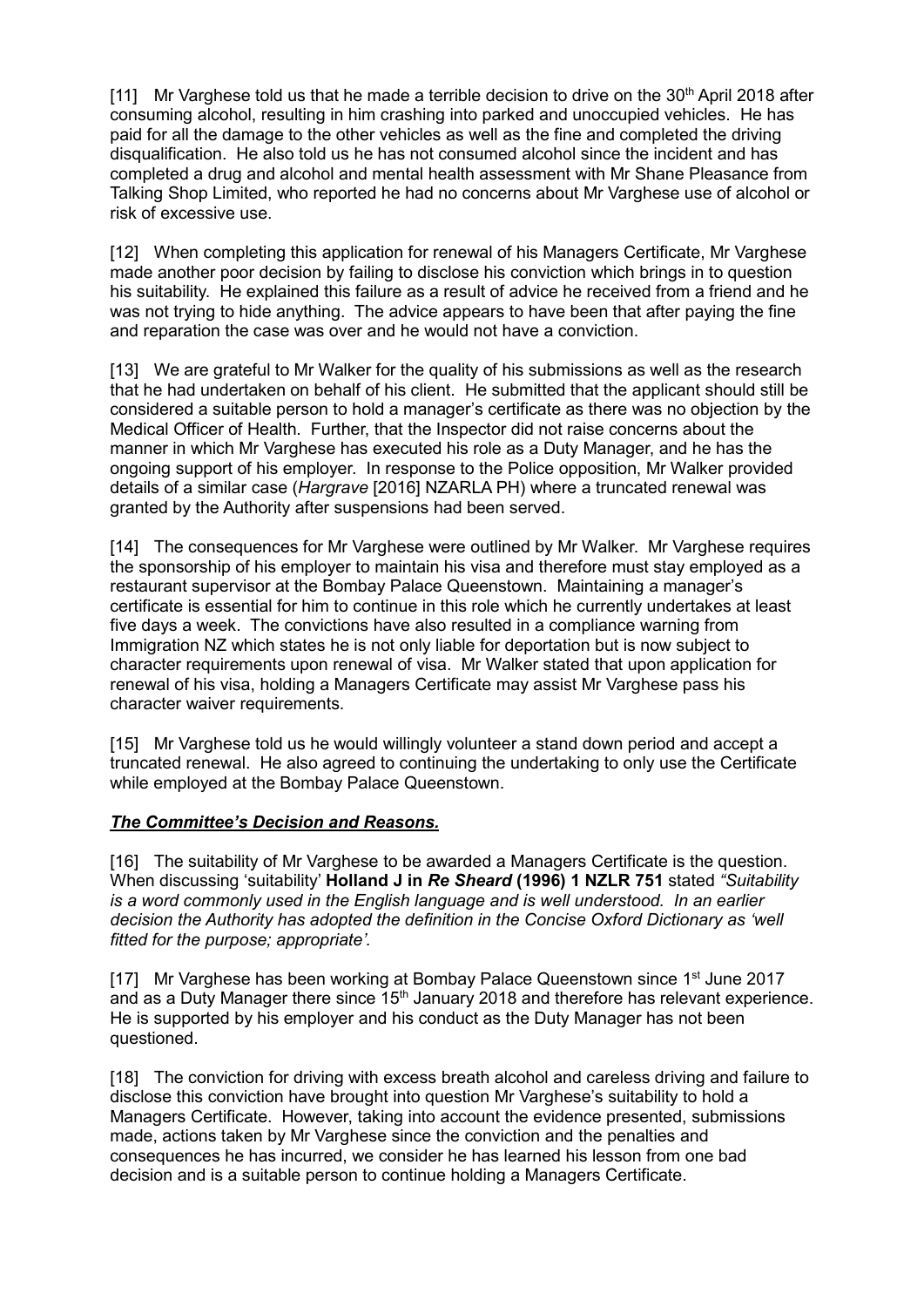[11] Mr Varghese told us that he made a terrible decision to drive on the 30th April 2018 after consuming alcohol, resulting in him crashing into parked and unoccupied vehicles. He has paid for all the damage to the other vehicles as well as the fine and completed the driving disqualification. He also told us he has not consumed alcohol since the incident and has completed a drug and alcohol and mental health assessment with Mr Shane Pleasance from Talking Shop Limited, who reported he had no concerns about Mr Varghese use of alcohol or risk of excessive use.

[12] When completing this application for renewal of his Managers Certificate, Mr Varghese made another poor decision by failing to disclose his conviction which brings in to question his suitability. He explained this failure as a result of advice he received from a friend and he was not trying to hide anything. The advice appears to have been that after paying the fine and reparation the case was over and he would not have a conviction.

[13] We are grateful to Mr Walker for the quality of his submissions as well as the research that he had undertaken on behalf of his client. He submitted that the applicant should still be considered a suitable person to hold a manager's certificate as there was no objection by the Medical Officer of Health. Further, that the Inspector did not raise concerns about the manner in which Mr Varghese has executed his role as a Duty Manager, and he has the ongoing support of his employer. In response to the Police opposition, Mr Walker provided details of a similar case (*Hargrave* [2016] NZARLA PH) where a truncated renewal was granted by the Authority after suspensions had been served.

[14] The consequences for Mr Varghese were outlined by Mr Walker. Mr Varghese requires the sponsorship of his employer to maintain his visa and therefore must stay employed as a restaurant supervisor at the Bombay Palace Queenstown. Maintaining a manager's certificate is essential for him to continue in this role which he currently undertakes at least five days a week. The convictions have also resulted in a compliance warning from Immigration NZ which states he is not only liable for deportation but is now subject to character requirements upon renewal of visa. Mr Walker stated that upon application for renewal of his visa, holding a Managers Certificate may assist Mr Varghese pass his character waiver requirements.

[15] Mr Varghese told us he would willingly volunteer a stand down period and accept a truncated renewal. He also agreed to continuing the undertaking to only use the Certificate while employed at the Bombay Palace Queenstown.

***The Committee's Decision and Reasons.***

[16] The suitability of Mr Varghese to be awarded a Managers Certificate is the question. When discussing 'suitability' **Holland J in *Re Sheard* (1996) 1 NZLR 751** stated *"Suitability is a word commonly used in the English language and is well understood. In an earlier decision the Authority has adopted the definition in the Concise Oxford Dictionary as 'well fitted for the purpose; appropriate'.*

[17] Mr Varghese has been working at Bombay Palace Queenstown since 1st June 2017 and as a Duty Manager there since 15th January 2018 and therefore has relevant experience. He is supported by his employer and his conduct as the Duty Manager has not been questioned.

[18] The conviction for driving with excess breath alcohol and careless driving and failure to disclose this conviction have brought into question Mr Varghese's suitability to hold a Managers Certificate. However, taking into account the evidence presented, submissions made, actions taken by Mr Varghese since the conviction and the penalties and consequences he has incurred, we consider he has learned his lesson from one bad decision and is a suitable person to continue holding a Managers Certificate.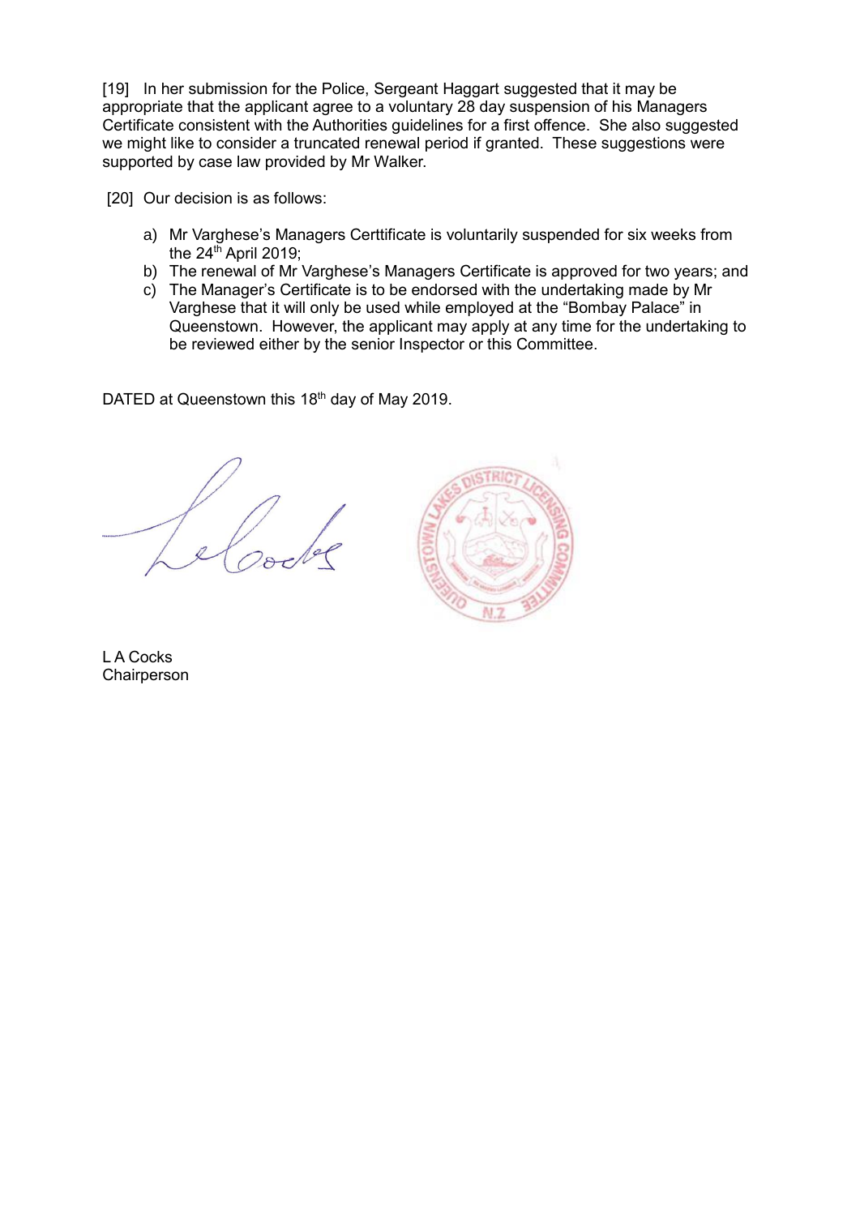[19] In her submission for the Police, Sergeant Haggart suggested that it may be appropriate that the applicant agree to a voluntary 28 day suspension of his Managers Certificate consistent with the Authorities guidelines for a first offence. She also suggested we might like to consider a truncated renewal period if granted. These suggestions were supported by case law provided by Mr Walker.

[20] Our decision is as follows:

a) Mr Varghese's Managers Certtificate is voluntarily suspended for six weeks from the 24th April 2019;
b) The renewal of Mr Varghese's Managers Certificate is approved for two years; and
c) The Manager's Certificate is to be endorsed with the undertaking made by Mr Varghese that it will only be used while employed at the "Bombay Palace" in Queenstown. However, the applicant may apply at any time for the undertaking to be reviewed either by the senior Inspector or this Committee.

DATED at Queenstown this 18th day of May 2019.

L A Cocks
Chairperson